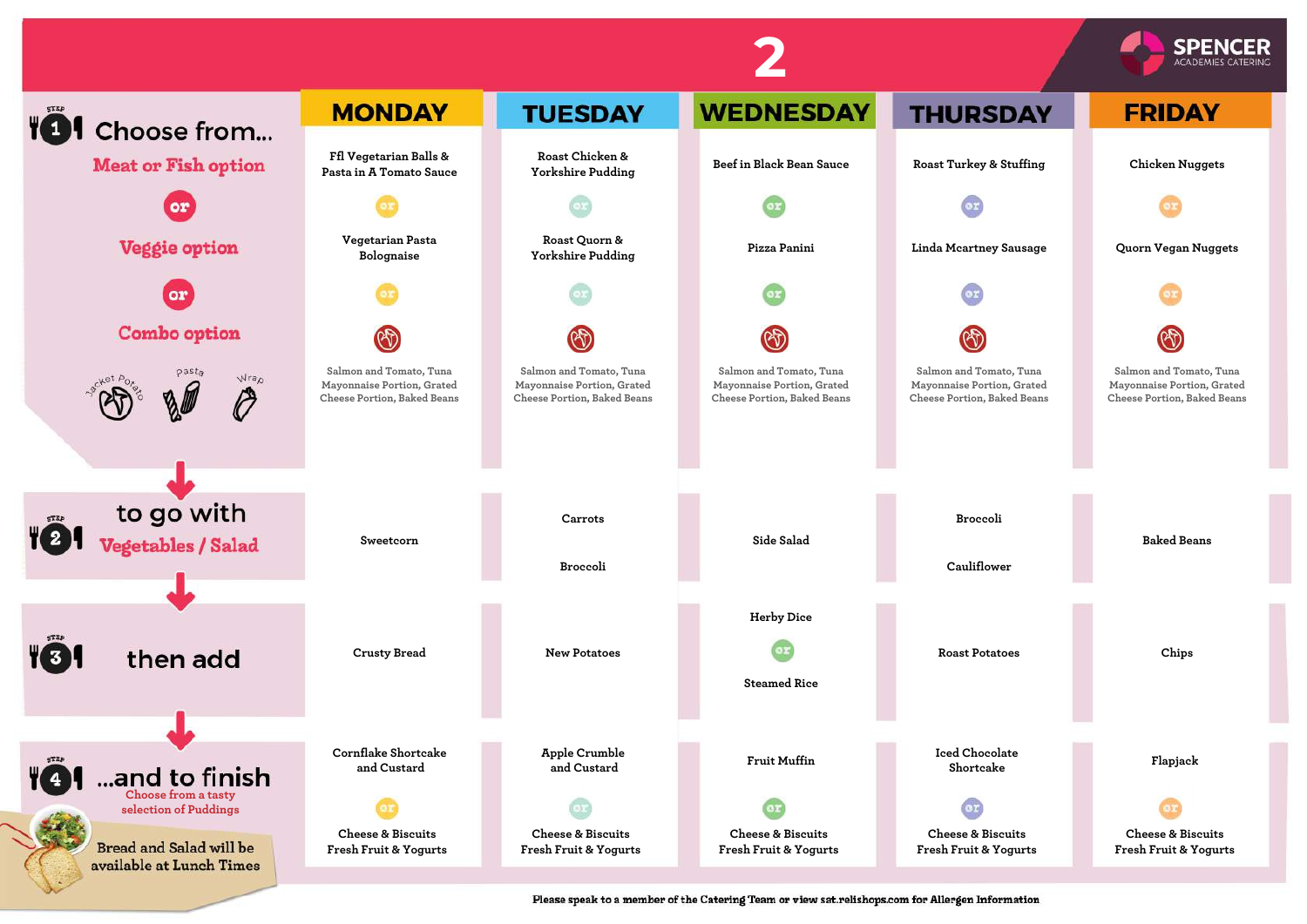# 2

SPENCER ACADEMIES CATERING

| | MONDAY | TUESDAY | WEDNESDAY | THURSDAY | FRIDAY |
|---|---|---|---|---|---|
| **Step 1 Choose from...** Meat or Fish option | Ffl Vegetarian Balls & Pasta in A Tomato Sauce | Roast Chicken & Yorkshire Pudding | Beef in Black Bean Sauce | Roast Turkey & Stuffing | Chicken Nuggets |
| or | or | or | or | or | or |
| Veggie option | Vegetarian Pasta Bolognaise | Roast Quorn & Yorkshire Pudding | Pizza Panini | Linda Mcartney Sausage | Quorn Vegan Nuggets |
| or | or | or | or | or | or |
| Combo option (Jacket Potato, Pasta, Wrap) | Salmon and Tomato, Tuna Mayonnaise Portion, Grated Cheese Portion, Baked Beans | Salmon and Tomato, Tuna Mayonnaise Portion, Grated Cheese Portion, Baked Beans | Salmon and Tomato, Tuna Mayonnaise Portion, Grated Cheese Portion, Baked Beans | Salmon and Tomato, Tuna Mayonnaise Portion, Grated Cheese Portion, Baked Beans | Salmon and Tomato, Tuna Mayonnaise Portion, Grated Cheese Portion, Baked Beans |
| **Step 2 to go with** Vegetables / Salad | Sweetcorn | Carrots<br>Broccoli | Side Salad | Broccoli<br>Cauliflower | Baked Beans |
| **Step 3 then add** | Crusty Bread | New Potatoes | Herby Dice<br>or<br>Steamed Rice | Roast Potatoes | Chips |
| **Step 4 ...and to finish** Choose from a tasty selection of Puddings | Cornflake Shortcake and Custard<br>or<br>Cheese & Biscuits<br>Fresh Fruit & Yogurts | Apple Crumble and Custard<br>or<br>Cheese & Biscuits<br>Fresh Fruit & Yogurts | Fruit Muffin<br>or<br>Cheese & Biscuits<br>Fresh Fruit & Yogurts | Iced Chocolate Shortcake<br>or<br>Cheese & Biscuits<br>Fresh Fruit & Yogurts | Flapjack<br>or<br>Cheese & Biscuits<br>Fresh Fruit & Yogurts |

Bread and Salad will be available at Lunch Times

Please speak to a member of the Catering Team or view sat.relishops.com for Allergen Information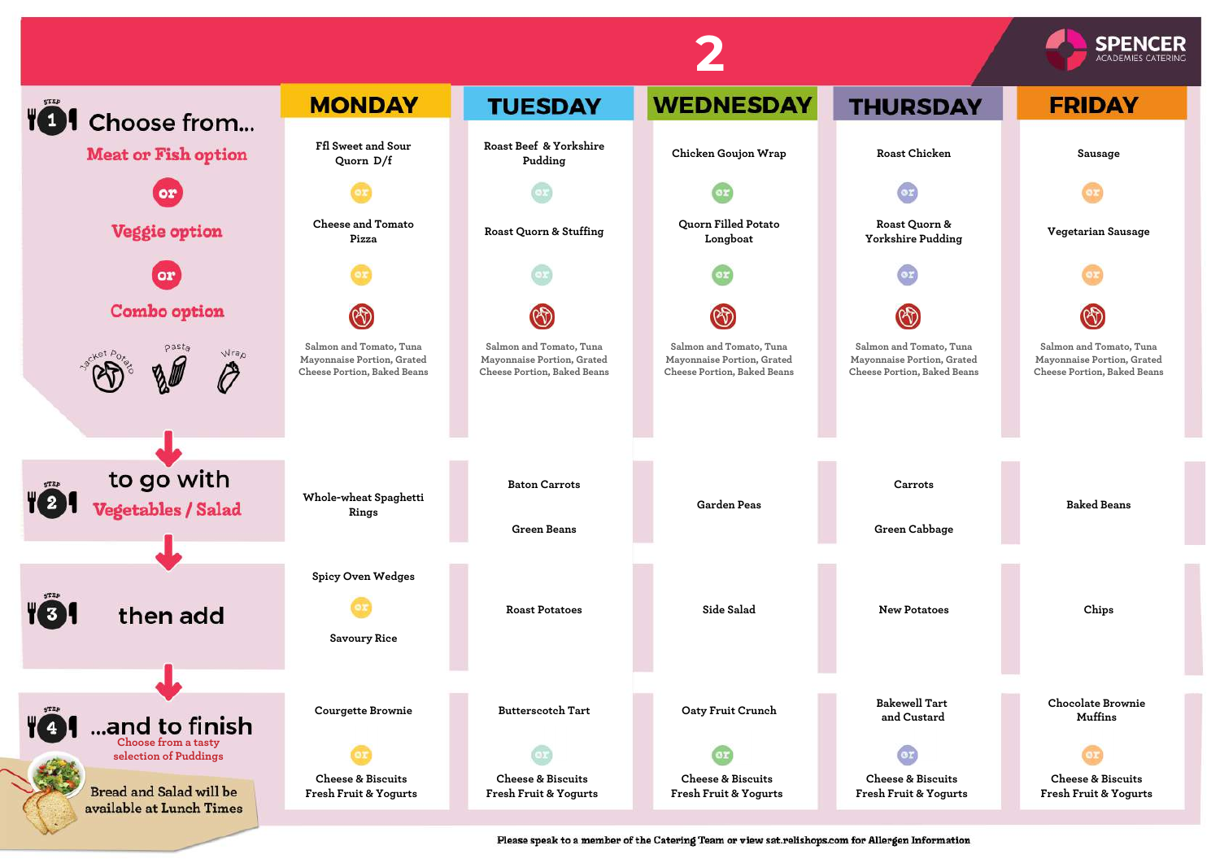# 2

**SPENCER** ACADEMIES CATERING

| | MONDAY | TUESDAY | WEDNESDAY | THURSDAY | FRIDAY |
|---|---|---|---|---|---|
| **Step 1 Choose from...** Meat or Fish option | Ffl Sweet and Sour Quorn D/f | Roast Beef & Yorkshire Pudding | Chicken Goujon Wrap | Roast Chicken | Sausage |
| or Veggie option | Cheese and Tomato Pizza | Roast Quorn & Stuffing | Quorn Filled Potato Longboat | Roast Quorn & Yorkshire Pudding | Vegetarian Sausage |
| or Combo option (Jacket Potato, Pasta, Wrap) | Salmon and Tomato, Tuna Mayonnaise Portion, Grated Cheese Portion, Baked Beans | Salmon and Tomato, Tuna Mayonnaise Portion, Grated Cheese Portion, Baked Beans | Salmon and Tomato, Tuna Mayonnaise Portion, Grated Cheese Portion, Baked Beans | Salmon and Tomato, Tuna Mayonnaise Portion, Grated Cheese Portion, Baked Beans | Salmon and Tomato, Tuna Mayonnaise Portion, Grated Cheese Portion, Baked Beans |
| **Step 2 to go with** Vegetables / Salad | Whole-wheat Spaghetti Rings | Baton Carrots<br>Green Beans | Garden Peas | Carrots<br>Green Cabbage | Baked Beans |
| **Step 3 then add** | Spicy Oven Wedges or Savoury Rice | Roast Potatoes | Side Salad | New Potatoes | Chips |
| **Step 4 ...and to finish** Choose from a tasty selection of Puddings | Courgette Brownie or Cheese & Biscuits, Fresh Fruit & Yogurts | Butterscotch Tart or Cheese & Biscuits, Fresh Fruit & Yogurts | Oaty Fruit Crunch or Cheese & Biscuits, Fresh Fruit & Yogurts | Bakewell Tart and Custard or Cheese & Biscuits, Fresh Fruit & Yogurts | Chocolate Brownie Muffins or Cheese & Biscuits, Fresh Fruit & Yogurts |

Bread and Salad will be available at Lunch Times

Please speak to a member of the Catering Team or view sat.relishops.com for Allergen Information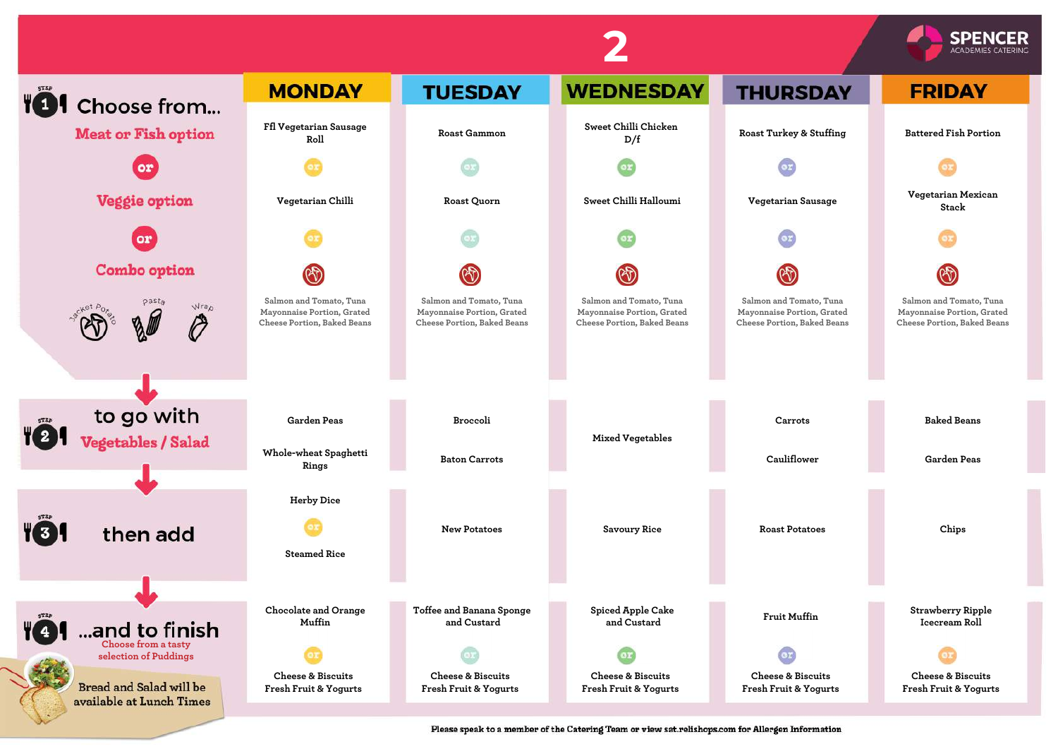# 2

SPENCER ACADEMIES CATERING

| | MONDAY | TUESDAY | WEDNESDAY | THURSDAY | FRIDAY |
|---|---|---|---|---|---|
| **STEP 1 Choose from...** Meat or Fish option | Ffl Vegetarian Sausage Roll | Roast Gammon | Sweet Chilli Chicken D/f | Roast Turkey & Stuffing | Battered Fish Portion |
| or Veggie option | Vegetarian Chilli | Roast Quorn | Sweet Chilli Halloumi | Vegetarian Sausage | Vegetarian Mexican Stack |
| or Combo option (Jacket Potato, Pasta, Wrap) | Salmon and Tomato, Tuna Mayonnaise Portion, Grated Cheese Portion, Baked Beans | Salmon and Tomato, Tuna Mayonnaise Portion, Grated Cheese Portion, Baked Beans | Salmon and Tomato, Tuna Mayonnaise Portion, Grated Cheese Portion, Baked Beans | Salmon and Tomato, Tuna Mayonnaise Portion, Grated Cheese Portion, Baked Beans | Salmon and Tomato, Tuna Mayonnaise Portion, Grated Cheese Portion, Baked Beans |
| **STEP 2 to go with** Vegetables / Salad | Garden Peas<br>Whole-wheat Spaghetti Rings | Broccoli<br>Baton Carrots | Mixed Vegetables | Carrots<br>Cauliflower | Baked Beans<br>Garden Peas |
| **STEP 3 then add** | Herby Dice<br>or<br>Steamed Rice | New Potatoes | Savoury Rice | Roast Potatoes | Chips |
| **STEP 4 ...and to finish** Choose from a tasty selection of Puddings | Chocolate and Orange Muffin<br>or<br>Cheese & Biscuits<br>Fresh Fruit & Yogurts | Toffee and Banana Sponge and Custard<br>or<br>Cheese & Biscuits<br>Fresh Fruit & Yogurts | Spiced Apple Cake and Custard<br>or<br>Cheese & Biscuits<br>Fresh Fruit & Yogurts | Fruit Muffin<br>or<br>Cheese & Biscuits<br>Fresh Fruit & Yogurts | Strawberry Ripple Icecream Roll<br>or<br>Cheese & Biscuits<br>Fresh Fruit & Yogurts |

Bread and Salad will be available at Lunch Times

Please speak to a member of the Catering Team or view sat.relishops.com for Allergen Information